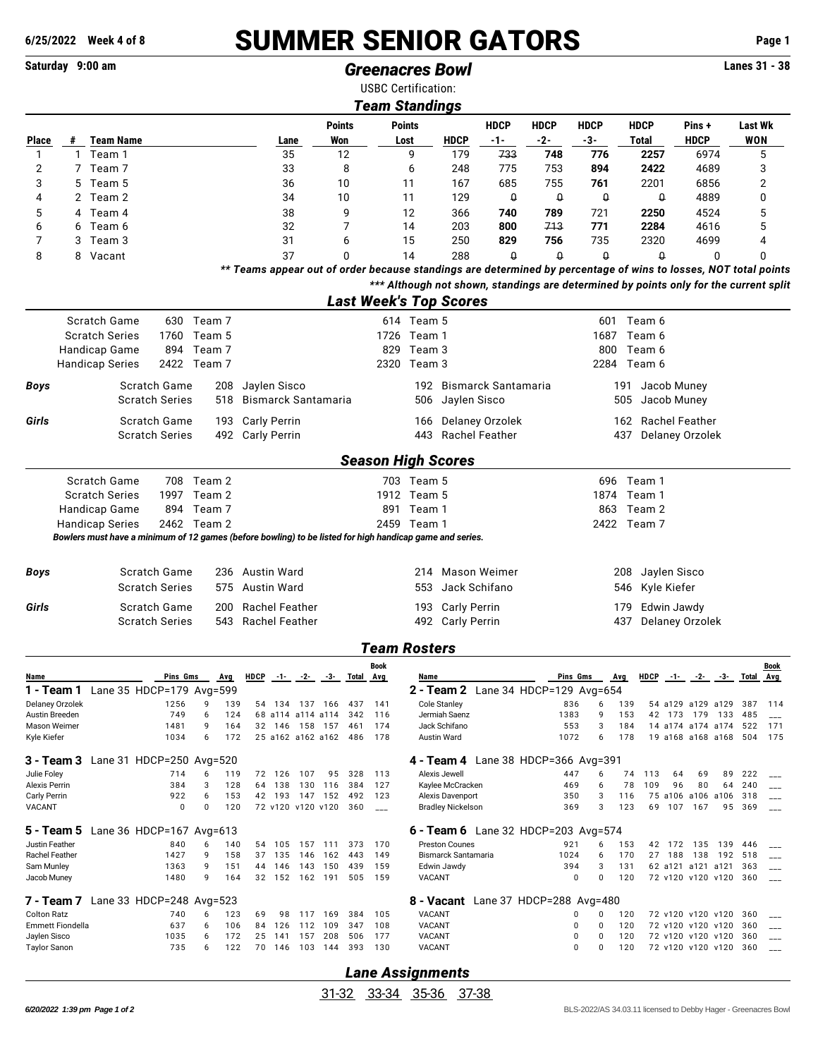# SUMMER SENIOR GATORS

6/25/2022 Week 4 of 8

Saturday 9:00 am

## *Greenacres Bowl*

Lanes 31 - 38

USBC Certification:

### *Team Standings*

| Place | # | Team Name | Lane | Points Won | Points Lost | HDCP | HDCP -1- | HDCP -2- | HDCP -3- | HDCP Total | Pins + HDCP | Last Wk WON |
|---|---|---|---|---|---|---|---|---|---|---|---|---|
| 1 | 1 | Team 1 | 35 | 12 | 9 | 179 | ~~733~~ | **748** | **776** | **2257** | 6974 | 5 |
| 2 | 7 | Team 7 | 33 | 8 | 6 | 248 | 775 | 753 | **894** | **2422** | 4689 | 3 |
| 3 | 5 | Team 5 | 36 | 10 | 11 | 167 | 685 | 755 | **761** | 2201 | 6856 | 2 |
| 4 | 2 | Team 2 | 34 | 10 | 11 | 129 | ~~0~~ | ~~0~~ | ~~0~~ | ~~0~~ | 4889 | 0 |
| 5 | 4 | Team 4 | 38 | 9 | 12 | 366 | **740** | **789** | 721 | **2250** | 4524 | 5 |
| 6 | 6 | Team 6 | 32 | 7 | 14 | 203 | **800** | ~~713~~ | **771** | **2284** | 4616 | 5 |
| 7 | 3 | Team 3 | 31 | 6 | 15 | 250 | **829** | **756** | 735 | 2320 | 4699 | 4 |
| 8 | 8 | Vacant | 37 | 0 | 14 | 288 | ~~0~~ | ~~0~~ | ~~0~~ | ~~0~~ | 0 | 0 |

***\*\* Teams appear out of order because standings are determined by percentage of wins to losses, NOT total points***

***\*\*\* Although not shown, standings are determined by points only for the current split***

### *Last Week's Top Scores*

| | | | | | | |
|---|---|---|---|---|---|---|
| Scratch Game | 630 | Team 7 | 614 | Team 5 | 601 | Team 6 |
| Scratch Series | 1760 | Team 5 | 1726 | Team 1 | 1687 | Team 6 |
| Handicap Game | 894 | Team 7 | 829 | Team 3 | 800 | Team 6 |
| Handicap Series | 2422 | Team 7 | 2320 | Team 3 | 2284 | Team 6 |

| | | | | | | | |
|---|---|---|---|---|---|---|---|
| ***Boys*** | Scratch Game | 208 | Jaylen Sisco | 192 | Bismarck Santamaria | 191 | Jacob Muney |
| | Scratch Series | 518 | Bismarck Santamaria | 506 | Jaylen Sisco | 505 | Jacob Muney |
| ***Girls*** | Scratch Game | 193 | Carly Perrin | 166 | Delaney Orzolek | 162 | Rachel Feather |
| | Scratch Series | 492 | Carly Perrin | 443 | Rachel Feather | 437 | Delaney Orzolek |

### *Season High Scores*

| | | | | | | |
|---|---|---|---|---|---|---|
| Scratch Game | 708 | Team 2 | 703 | Team 5 | 696 | Team 1 |
| Scratch Series | 1997 | Team 2 | 1912 | Team 5 | 1874 | Team 1 |
| Handicap Game | 894 | Team 7 | 891 | Team 1 | 863 | Team 2 |
| Handicap Series | 2462 | Team 2 | 2459 | Team 1 | 2422 | Team 7 |

*Bowlers must have a minimum of 12 games (before bowling) to be listed for high handicap game and series.*

| | | | | | | | |
|---|---|---|---|---|---|---|---|
| ***Boys*** | Scratch Game | 236 | Austin Ward | 214 | Mason Weimer | 208 | Jaylen Sisco |
| | Scratch Series | 575 | Austin Ward | 553 | Jack Schifano | 546 | Kyle Kiefer |
| ***Girls*** | Scratch Game | 200 | Rachel Feather | 193 | Carly Perrin | 179 | Edwin Jawdy |
| | Scratch Series | 543 | Rachel Feather | 492 | Carly Perrin | 437 | Delaney Orzolek |

### *Team Rosters*

**1 - Team 1** Lane 35 HDCP=179 Avg=599

| Name | Pins | Gms | Avg | HDCP | -1- | -2- | -3- | Total | Book Avg |
|---|---|---|---|---|---|---|---|---|---|
| Delaney Orzolek | 1256 | 9 | 139 | 54 | 134 | 137 | 166 | 437 | 141 |
| Austin Breeden | 749 | 6 | 124 | 68 | a114 | a114 | a114 | 342 | 116 |
| Mason Weimer | 1481 | 9 | 164 | 32 | 146 | 158 | 157 | 461 | 174 |
| Kyle Kiefer | 1034 | 6 | 172 | 25 | a162 | a162 | a162 | 486 | 178 |

**2 - Team 2** Lane 34 HDCP=129 Avg=654

| Name | Pins | Gms | Avg | HDCP | -1- | -2- | -3- | Total | Book Avg |
|---|---|---|---|---|---|---|---|---|---|
| Cole Stanley | 836 | 6 | 139 | 54 | a129 | a129 | a129 | 387 | 114 |
| Jermiah Saenz | 1383 | 9 | 153 | 42 | 173 | 179 | 133 | 485 | ___ |
| Jack Schifano | 553 | 3 | 184 | 14 | a174 | a174 | a174 | 522 | 171 |
| Austin Ward | 1072 | 6 | 178 | 19 | a168 | a168 | a168 | 504 | 175 |

**3 - Team 3** Lane 31 HDCP=250 Avg=520

| Name | Pins | Gms | Avg | HDCP | -1- | -2- | -3- | Total | Book Avg |
|---|---|---|---|---|---|---|---|---|---|
| Julie Foley | 714 | 6 | 119 | 72 | 126 | 107 | 95 | 328 | 113 |
| Alexis Perrin | 384 | 3 | 128 | 64 | 138 | 130 | 116 | 384 | 127 |
| Carly Perrin | 922 | 6 | 153 | 42 | 193 | 147 | 152 | 492 | 123 |
| VACANT | 0 | 0 | 120 | 72 | v120 | v120 | v120 | 360 | ___ |

**4 - Team 4** Lane 38 HDCP=366 Avg=391

| Name | Pins | Gms | Avg | HDCP | -1- | -2- | -3- | Total | Book Avg |
|---|---|---|---|---|---|---|---|---|---|
| Alexis Jewell | 447 | 6 | 74 | 113 | 64 | 69 | 89 | 222 | ___ |
| Kaylee McCracken | 469 | 6 | 78 | 109 | 96 | 80 | 64 | 240 | ___ |
| Alexis Davenport | 350 | 3 | 116 | 75 | a106 | a106 | a106 | 318 | ___ |
| Bradley Nickelson | 369 | 3 | 123 | 69 | 107 | 167 | 95 | 369 | ___ |

**5 - Team 5** Lane 36 HDCP=167 Avg=613

| Name | Pins | Gms | Avg | HDCP | -1- | -2- | -3- | Total | Book Avg |
|---|---|---|---|---|---|---|---|---|---|
| Justin Feather | 840 | 6 | 140 | 54 | 105 | 157 | 111 | 373 | 170 |
| Rachel Feather | 1427 | 9 | 158 | 37 | 135 | 146 | 162 | 443 | 149 |
| Sam Munley | 1363 | 9 | 151 | 44 | 146 | 143 | 150 | 439 | 159 |
| Jacob Muney | 1480 | 9 | 164 | 32 | 152 | 162 | 191 | 505 | 159 |

**6 - Team 6** Lane 32 HDCP=203 Avg=574

| Name | Pins | Gms | Avg | HDCP | -1- | -2- | -3- | Total | Book Avg |
|---|---|---|---|---|---|---|---|---|---|
| Preston Counes | 921 | 6 | 153 | 42 | 172 | 135 | 139 | 446 | ___ |
| Bismarck Santamaria | 1024 | 6 | 170 | 27 | 188 | 138 | 192 | 518 | ___ |
| Edwin Jawdy | 394 | 3 | 131 | 62 | a121 | a121 | a121 | 363 | ___ |
| VACANT | 0 | 0 | 120 | 72 | v120 | v120 | v120 | 360 | ___ |

**7 - Team 7** Lane 33 HDCP=248 Avg=523

| Name | Pins | Gms | Avg | HDCP | -1- | -2- | -3- | Total | Book Avg |
|---|---|---|---|---|---|---|---|---|---|
| Colton Ratz | 740 | 6 | 123 | 69 | 98 | 117 | 169 | 384 | 105 |
| Emmett Fiondella | 637 | 6 | 106 | 84 | 126 | 112 | 109 | 347 | 108 |
| Jaylen Sisco | 1035 | 6 | 172 | 25 | 141 | 157 | 208 | 506 | 177 |
| Taylor Sanon | 735 | 6 | 122 | 70 | 146 | 103 | 144 | 393 | 130 |

**8 - Vacant** Lane 37 HDCP=288 Avg=480

| Name | Pins | Gms | Avg | HDCP | -1- | -2- | -3- | Total | Book Avg |
|---|---|---|---|---|---|---|---|---|---|
| VACANT | 0 | 0 | 120 | 72 | v120 | v120 | v120 | 360 | ___ |
| VACANT | 0 | 0 | 120 | 72 | v120 | v120 | v120 | 360 | ___ |
| VACANT | 0 | 0 | 120 | 72 | v120 | v120 | v120 | 360 | ___ |
| VACANT | 0 | 0 | 120 | 72 | v120 | v120 | v120 | 360 | ___ |

### *Lane Assignments*

31-32 33-34 35-36 37-38

*6/20/2022 1:39 pm*

BLS-2022/AS 34.03.11 licensed to Debby Hager - Greenacres Bowl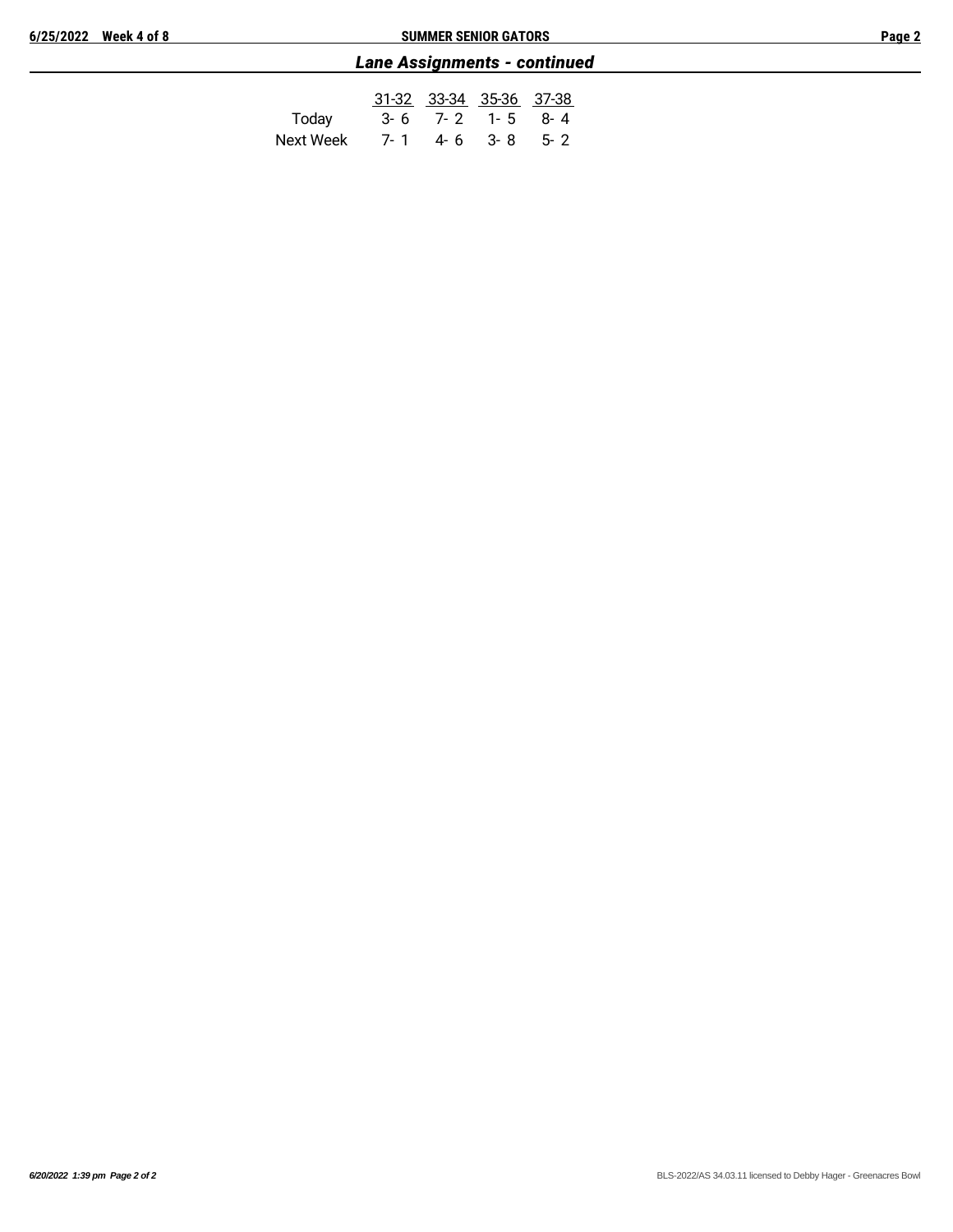## *Lane Assignments - continued*

| | 31-32 | 33-34 | 35-36 | 37-38 |
|---|---|---|---|---|
| Today | 3- 6 | 7- 2 | 1- 5 | 8- 4 |
| Next Week | 7- 1 | 4- 6 | 3- 8 | 5- 2 |

BLS-2022/AS 34.03.11 licensed to Debby Hager - Greenacres Bowl